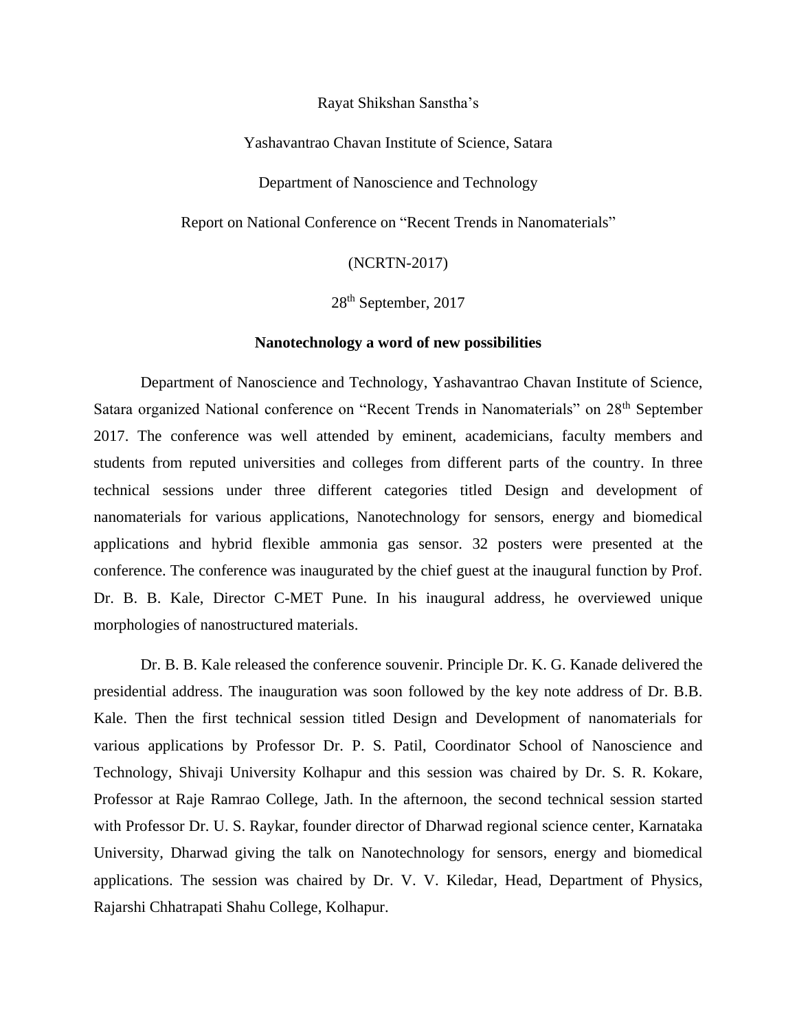Rayat Shikshan Sanstha's

Yashavantrao Chavan Institute of Science, Satara

Department of Nanoscience and Technology

Report on National Conference on "Recent Trends in Nanomaterials"

(NCRTN-2017)

28th September, 2017

**Nanotechnology a word of new possibilities**

Department of Nanoscience and Technology, Yashavantrao Chavan Institute of Science, Satara organized National conference on "Recent Trends in Nanomaterials" on 28th September 2017. The conference was well attended by eminent, academicians, faculty members and students from reputed universities and colleges from different parts of the country. In three technical sessions under three different categories titled Design and development of nanomaterials for various applications, Nanotechnology for sensors, energy and biomedical applications and hybrid flexible ammonia gas sensor. 32 posters were presented at the conference. The conference was inaugurated by the chief guest at the inaugural function by Prof. Dr. B. B. Kale, Director C-MET Pune. In his inaugural address, he overviewed unique morphologies of nanostructured materials.

Dr. B. B. Kale released the conference souvenir. Principle Dr. K. G. Kanade delivered the presidential address. The inauguration was soon followed by the key note address of Dr. B.B. Kale. Then the first technical session titled Design and Development of nanomaterials for various applications by Professor Dr. P. S. Patil, Coordinator School of Nanoscience and Technology, Shivaji University Kolhapur and this session was chaired by Dr. S. R. Kokare, Professor at Raje Ramrao College, Jath. In the afternoon, the second technical session started with Professor Dr. U. S. Raykar, founder director of Dharwad regional science center, Karnataka University, Dharwad giving the talk on Nanotechnology for sensors, energy and biomedical applications. The session was chaired by Dr. V. V. Kiledar, Head, Department of Physics, Rajarshi Chhatrapati Shahu College, Kolhapur.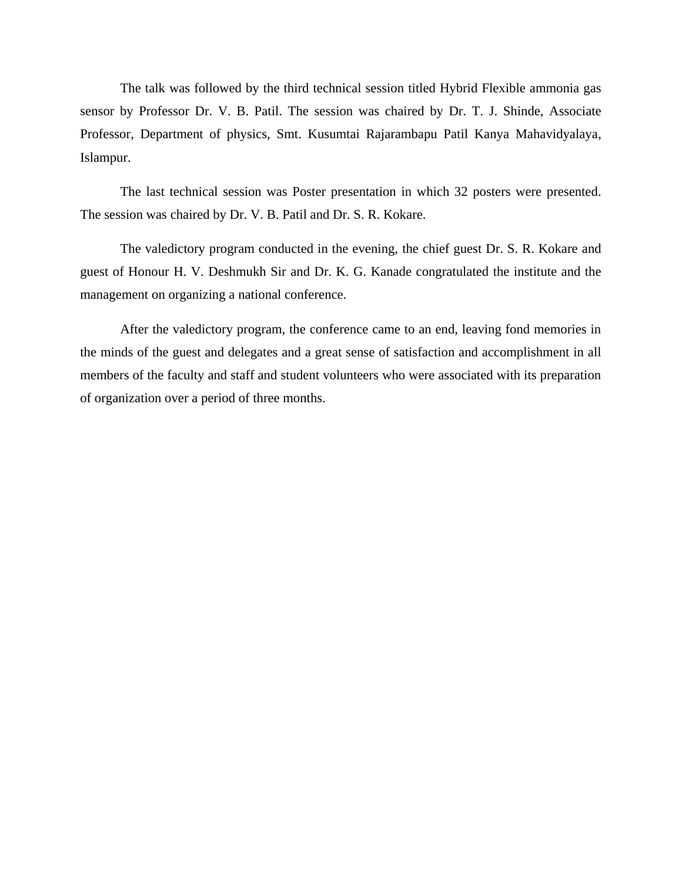The talk was followed by the third technical session titled Hybrid Flexible ammonia gas sensor by Professor Dr. V. B. Patil. The session was chaired by Dr. T. J. Shinde, Associate Professor, Department of physics, Smt. Kusumtai Rajarambapu Patil Kanya Mahavidyalaya, Islampur.

The last technical session was Poster presentation in which 32 posters were presented. The session was chaired by Dr. V. B. Patil and Dr. S. R. Kokare.

The valedictory program conducted in the evening, the chief guest Dr. S. R. Kokare and guest of Honour H. V. Deshmukh Sir and Dr. K. G. Kanade congratulated the institute and the management on organizing a national conference.

After the valedictory program, the conference came to an end, leaving fond memories in the minds of the guest and delegates and a great sense of satisfaction and accomplishment in all members of the faculty and staff and student volunteers who were associated with its preparation of organization over a period of three months.